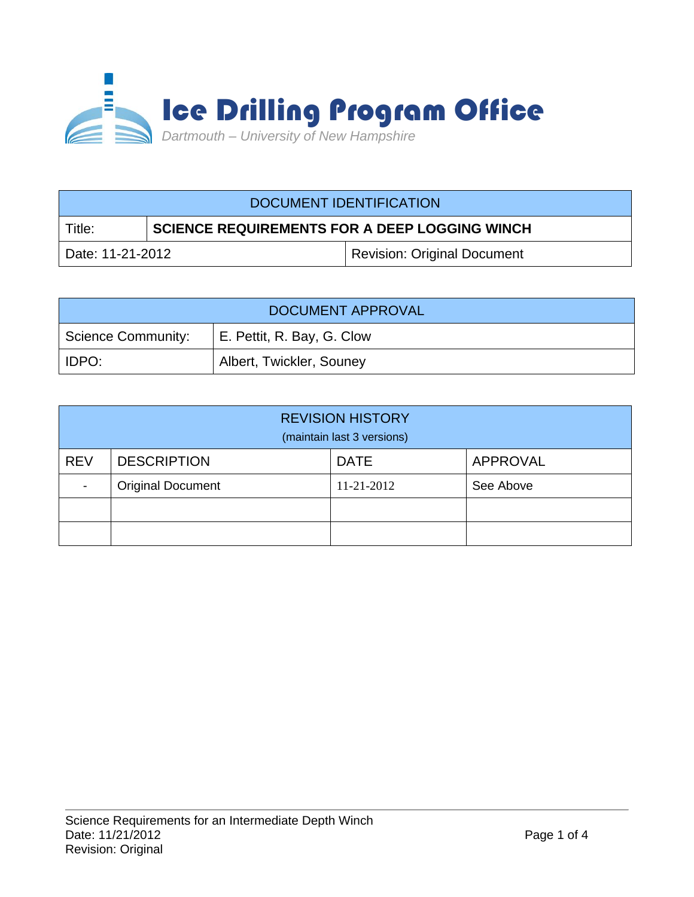# Ice Drilling Program Office

*Dartmouth – University of New Hampshire*

| DOCUMENT IDENTIFICATION | | |
|---|---|---|
| Title: | **SCIENCE REQUIREMENTS FOR A DEEP LOGGING WINCH** | |
| Date: 11-21-2012 | | Revision: Original Document |

| DOCUMENT APPROVAL | |
|---|---|
| Science Community: | E. Pettit, R. Bay, G. Clow |
| IDPO: | Albert, Twickler, Souney |

| REVISION HISTORY (maintain last 3 versions) | | | |
|---|---|---|---|
| REV | DESCRIPTION | DATE | APPROVAL |
| - | Original Document | 11-21-2012 | See Above |
| | | | |
| | | | |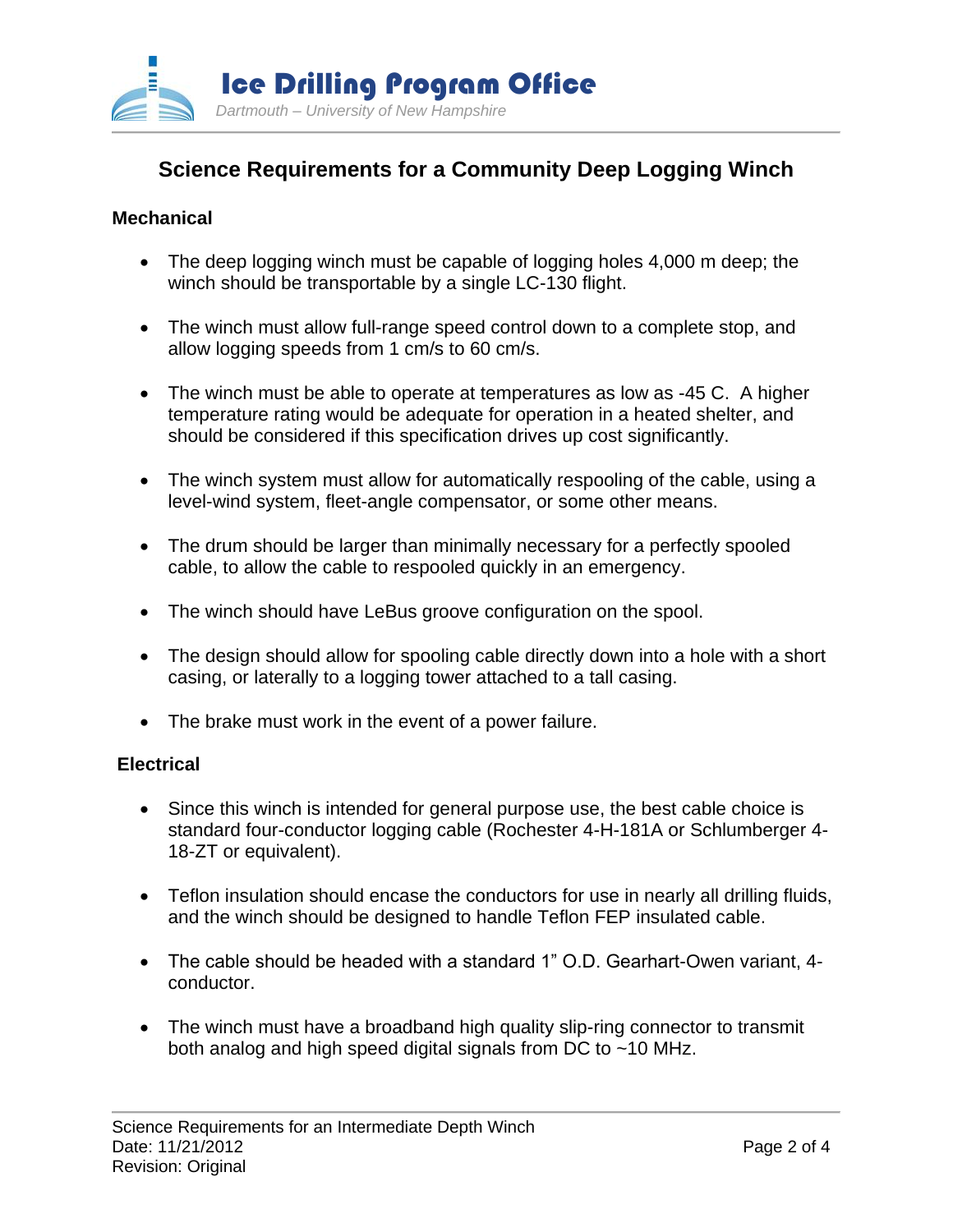# Science Requirements for a Community Deep Logging Winch

## Mechanical

- The deep logging winch must be capable of logging holes 4,000 m deep; the winch should be transportable by a single LC-130 flight.
- The winch must allow full-range speed control down to a complete stop, and allow logging speeds from 1 cm/s to 60 cm/s.
- The winch must be able to operate at temperatures as low as -45 C. A higher temperature rating would be adequate for operation in a heated shelter, and should be considered if this specification drives up cost significantly.
- The winch system must allow for automatically respooling of the cable, using a level-wind system, fleet-angle compensator, or some other means.
- The drum should be larger than minimally necessary for a perfectly spooled cable, to allow the cable to respooled quickly in an emergency.
- The winch should have LeBus groove configuration on the spool.
- The design should allow for spooling cable directly down into a hole with a short casing, or laterally to a logging tower attached to a tall casing.
- The brake must work in the event of a power failure.

## Electrical

- Since this winch is intended for general purpose use, the best cable choice is standard four-conductor logging cable (Rochester 4-H-181A or Schlumberger 4-18-ZT or equivalent).
- Teflon insulation should encase the conductors for use in nearly all drilling fluids, and the winch should be designed to handle Teflon FEP insulated cable.
- The cable should be headed with a standard 1” O.D. Gearhart-Owen variant, 4-conductor.
- The winch must have a broadband high quality slip-ring connector to transmit both analog and high speed digital signals from DC to ~10 MHz.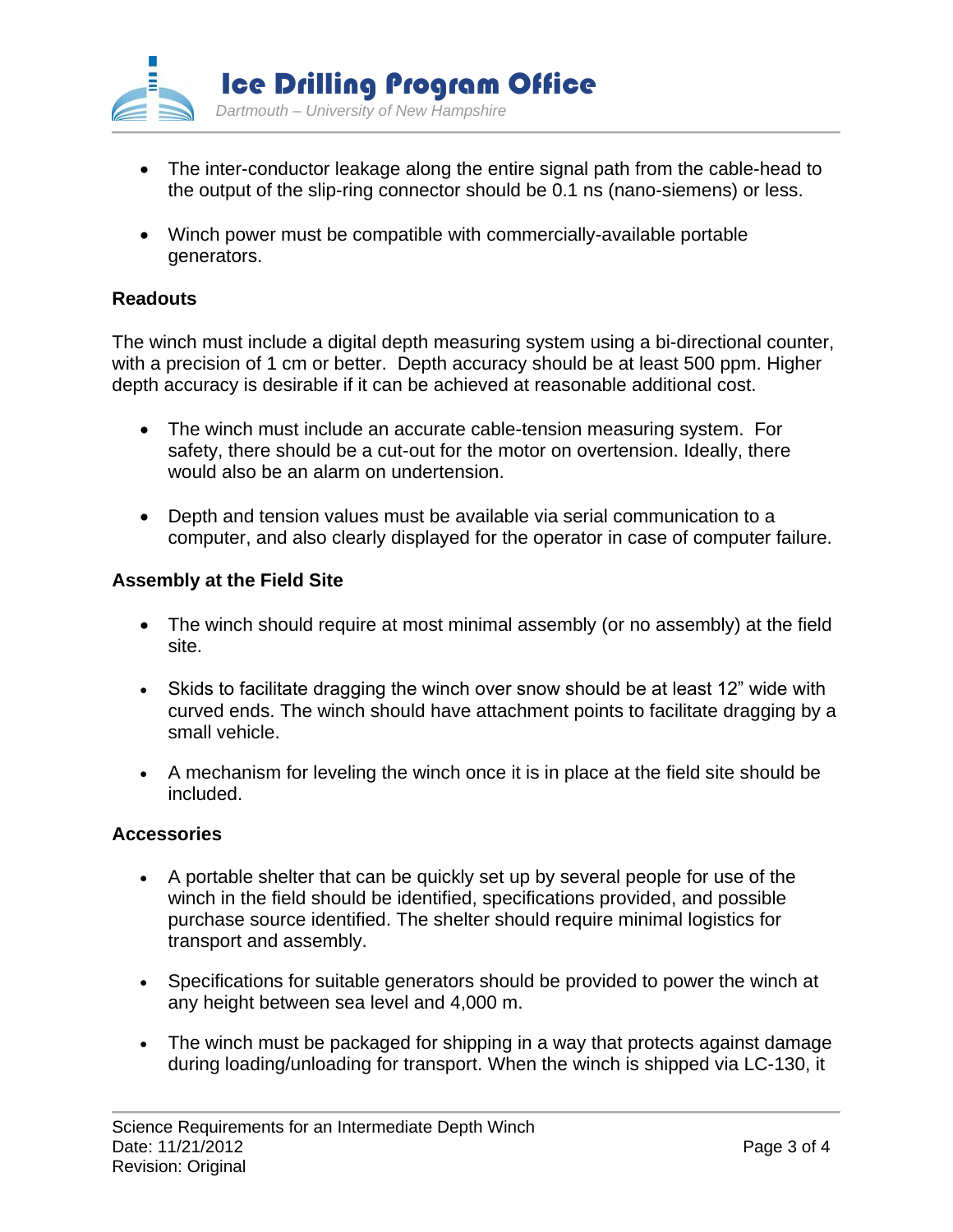- The inter-conductor leakage along the entire signal path from the cable-head to the output of the slip-ring connector should be 0.1 ns (nano-siemens) or less.

- Winch power must be compatible with commercially-available portable generators.

**Readouts**

The winch must include a digital depth measuring system using a bi-directional counter, with a precision of 1 cm or better. Depth accuracy should be at least 500 ppm. Higher depth accuracy is desirable if it can be achieved at reasonable additional cost.

- The winch must include an accurate cable-tension measuring system. For safety, there should be a cut-out for the motor on overtension. Ideally, there would also be an alarm on undertension.

- Depth and tension values must be available via serial communication to a computer, and also clearly displayed for the operator in case of computer failure.

**Assembly at the Field Site**

- The winch should require at most minimal assembly (or no assembly) at the field site.

- Skids to facilitate dragging the winch over snow should be at least 12" wide with curved ends. The winch should have attachment points to facilitate dragging by a small vehicle.

- A mechanism for leveling the winch once it is in place at the field site should be included.

**Accessories**

- A portable shelter that can be quickly set up by several people for use of the winch in the field should be identified, specifications provided, and possible purchase source identified. The shelter should require minimal logistics for transport and assembly.

- Specifications for suitable generators should be provided to power the winch at any height between sea level and 4,000 m.

- The winch must be packaged for shipping in a way that protects against damage during loading/unloading for transport. When the winch is shipped via LC-130, it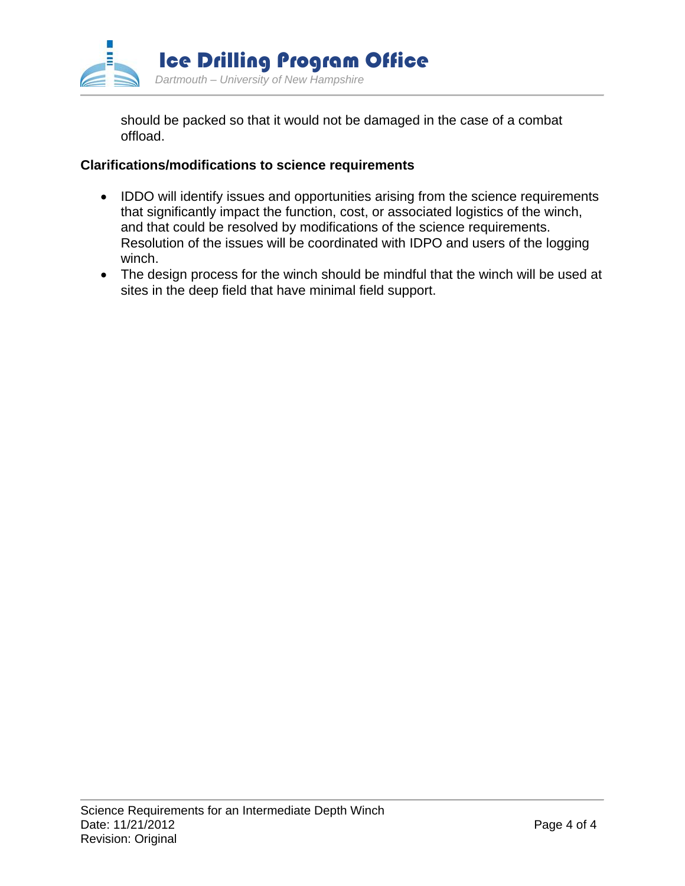should be packed so that it would not be damaged in the case of a combat offload.

**Clarifications/modifications to science requirements**

- IDDO will identify issues and opportunities arising from the science requirements that significantly impact the function, cost, or associated logistics of the winch, and that could be resolved by modifications of the science requirements. Resolution of the issues will be coordinated with IDPO and users of the logging winch.
- The design process for the winch should be mindful that the winch will be used at sites in the deep field that have minimal field support.